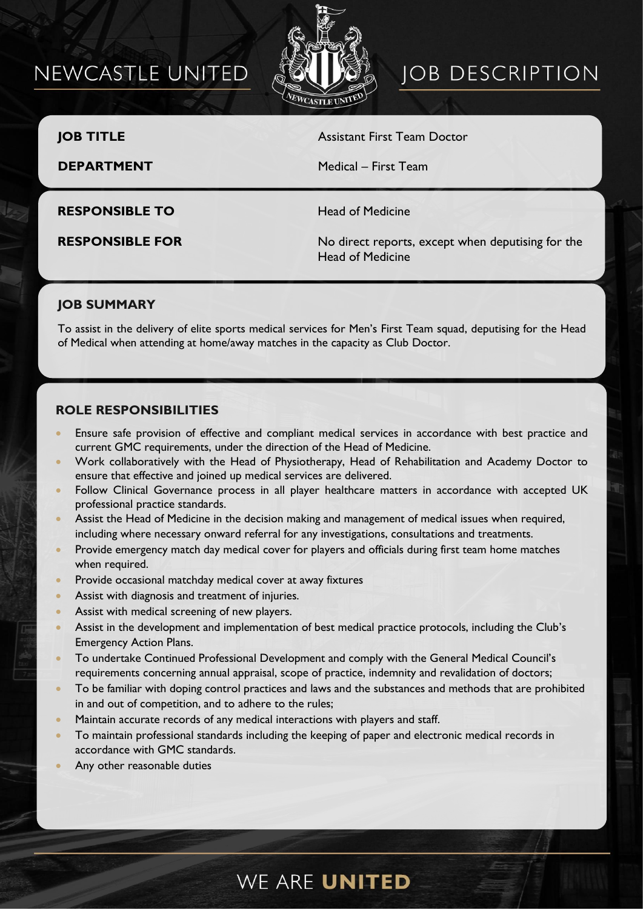# NEWCASTLE UNITED — JOB DESCRIPTION

| | |
|---|---|
| **JOB TITLE** | Assistant First Team Doctor |
| **DEPARTMENT** | Medical – First Team |
| **RESPONSIBLE TO** | Head of Medicine |
| **RESPONSIBLE FOR** | No direct reports, except when deputising for the Head of Medicine |

## JOB SUMMARY

To assist in the delivery of elite sports medical services for Men's First Team squad, deputising for the Head of Medical when attending at home/away matches in the capacity as Club Doctor.

## ROLE RESPONSIBILITIES

- Ensure safe provision of effective and compliant medical services in accordance with best practice and current GMC requirements, under the direction of the Head of Medicine.
- Work collaboratively with the Head of Physiotherapy, Head of Rehabilitation and Academy Doctor to ensure that effective and joined up medical services are delivered.
- Follow Clinical Governance process in all player healthcare matters in accordance with accepted UK professional practice standards.
- Assist the Head of Medicine in the decision making and management of medical issues when required, including where necessary onward referral for any investigations, consultations and treatments.
- Provide emergency match day medical cover for players and officials during first team home matches when required.
- Provide occasional matchday medical cover at away fixtures
- Assist with diagnosis and treatment of injuries.
- Assist with medical screening of new players.
- Assist in the development and implementation of best medical practice protocols, including the Club's Emergency Action Plans.
- To undertake Continued Professional Development and comply with the General Medical Council's requirements concerning annual appraisal, scope of practice, indemnity and revalidation of doctors;
- To be familiar with doping control practices and laws and the substances and methods that are prohibited in and out of competition, and to adhere to the rules;
- Maintain accurate records of any medical interactions with players and staff.
- To maintain professional standards including the keeping of paper and electronic medical records in accordance with GMC standards.
- Any other reasonable duties

WE ARE **UNITED**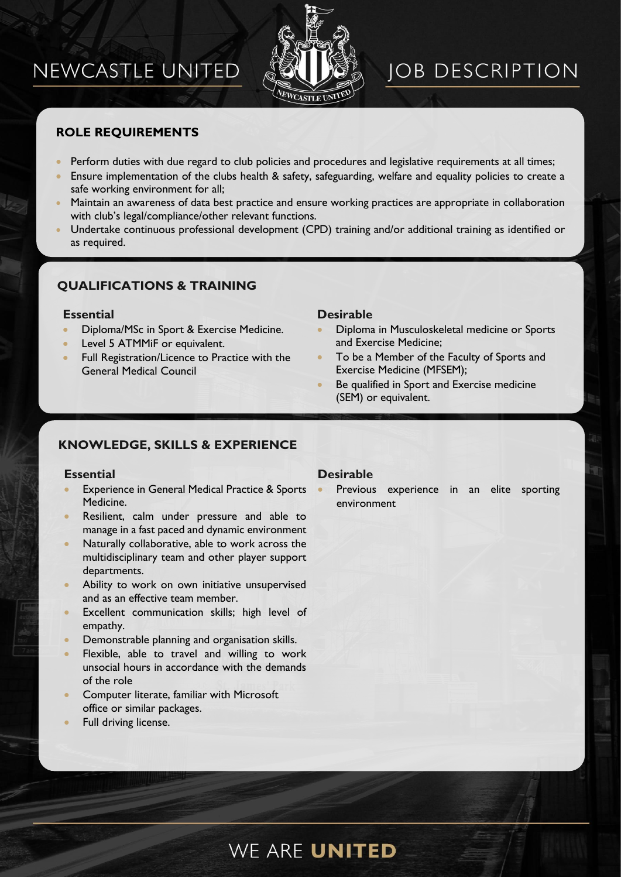## ROLE REQUIREMENTS

- Perform duties with due regard to club policies and procedures and legislative requirements at all times;
- Ensure implementation of the clubs health & safety, safeguarding, welfare and equality policies to create a safe working environment for all;
- Maintain an awareness of data best practice and ensure working practices are appropriate in collaboration with club's legal/compliance/other relevant functions.
- Undertake continuous professional development (CPD) training and/or additional training as identified or as required.

## QUALIFICATIONS & TRAINING

### Essential

- Diploma/MSc in Sport & Exercise Medicine.
- Level 5 ATMMiF or equivalent.
- Full Registration/Licence to Practice with the General Medical Council

### Desirable

- Diploma in Musculoskeletal medicine or Sports and Exercise Medicine;
- To be a Member of the Faculty of Sports and Exercise Medicine (MFSEM);
- Be qualified in Sport and Exercise medicine (SEM) or equivalent.

## KNOWLEDGE, SKILLS & EXPERIENCE

### Essential

- Experience in General Medical Practice & Sports Medicine.
- Resilient, calm under pressure and able to manage in a fast paced and dynamic environment
- Naturally collaborative, able to work across the multidisciplinary team and other player support departments.
- Ability to work on own initiative unsupervised and as an effective team member.
- Excellent communication skills; high level of empathy.
- Demonstrable planning and organisation skills.
- Flexible, able to travel and willing to work unsocial hours in accordance with the demands of the role
- Computer literate, familiar with Microsoft office or similar packages.
- Full driving license.

### Desirable

- Previous experience in an elite sporting environment

WE ARE **UNITED**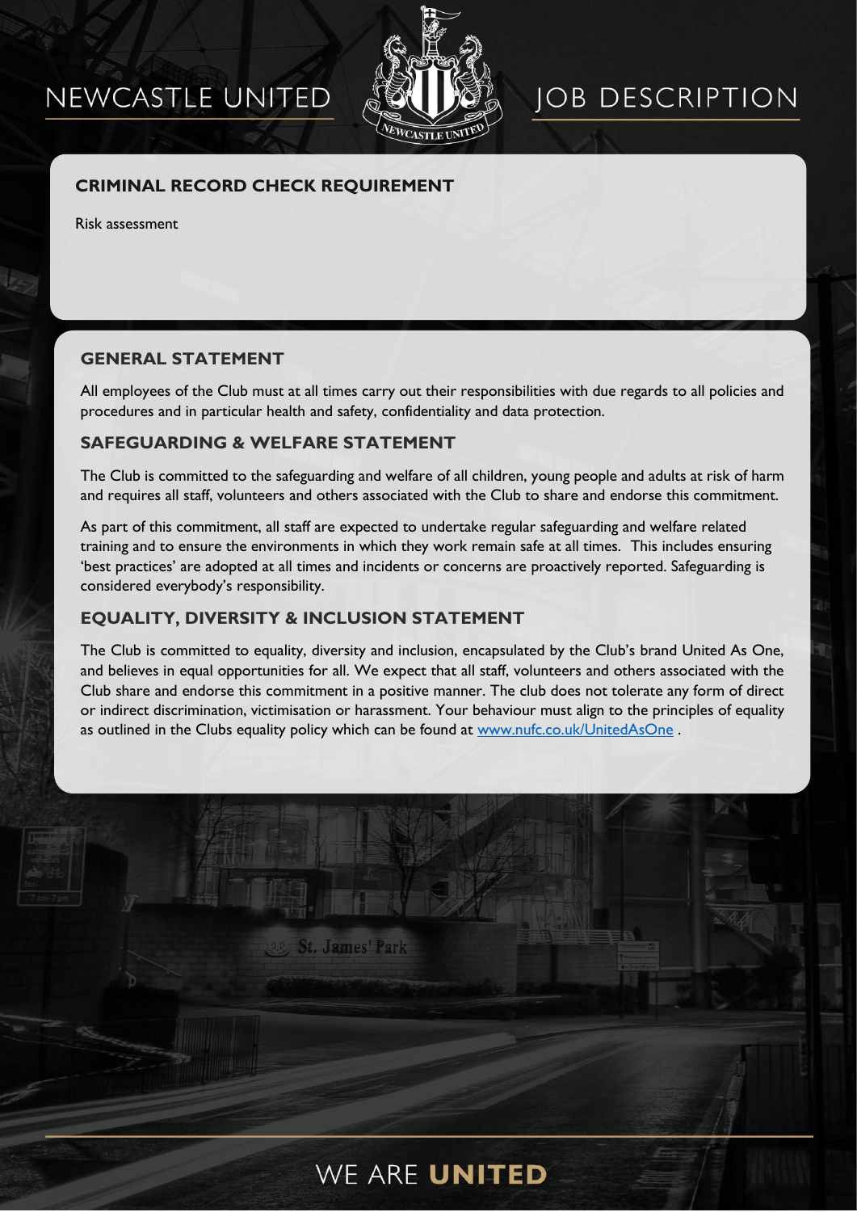## CRIMINAL RECORD CHECK REQUIREMENT

Risk assessment

## GENERAL STATEMENT

All employees of the Club must at all times carry out their responsibilities with due regards to all policies and procedures and in particular health and safety, confidentiality and data protection.

## SAFEGUARDING & WELFARE STATEMENT

The Club is committed to the safeguarding and welfare of all children, young people and adults at risk of harm and requires all staff, volunteers and others associated with the Club to share and endorse this commitment.

As part of this commitment, all staff are expected to undertake regular safeguarding and welfare related training and to ensure the environments in which they work remain safe at all times. This includes ensuring 'best practices' are adopted at all times and incidents or concerns are proactively reported. Safeguarding is considered everybody's responsibility.

## EQUALITY, DIVERSITY & INCLUSION STATEMENT

The Club is committed to equality, diversity and inclusion, encapsulated by the Club's brand United As One, and believes in equal opportunities for all. We expect that all staff, volunteers and others associated with the Club share and endorse this commitment in a positive manner. The club does not tolerate any form of direct or indirect discrimination, victimisation or harassment. Your behaviour must align to the principles of equality as outlined in the Clubs equality policy which can be found at [www.nufc.co.uk/UnitedAsOne](http://www.nufc.co.uk/UnitedAsOne) .